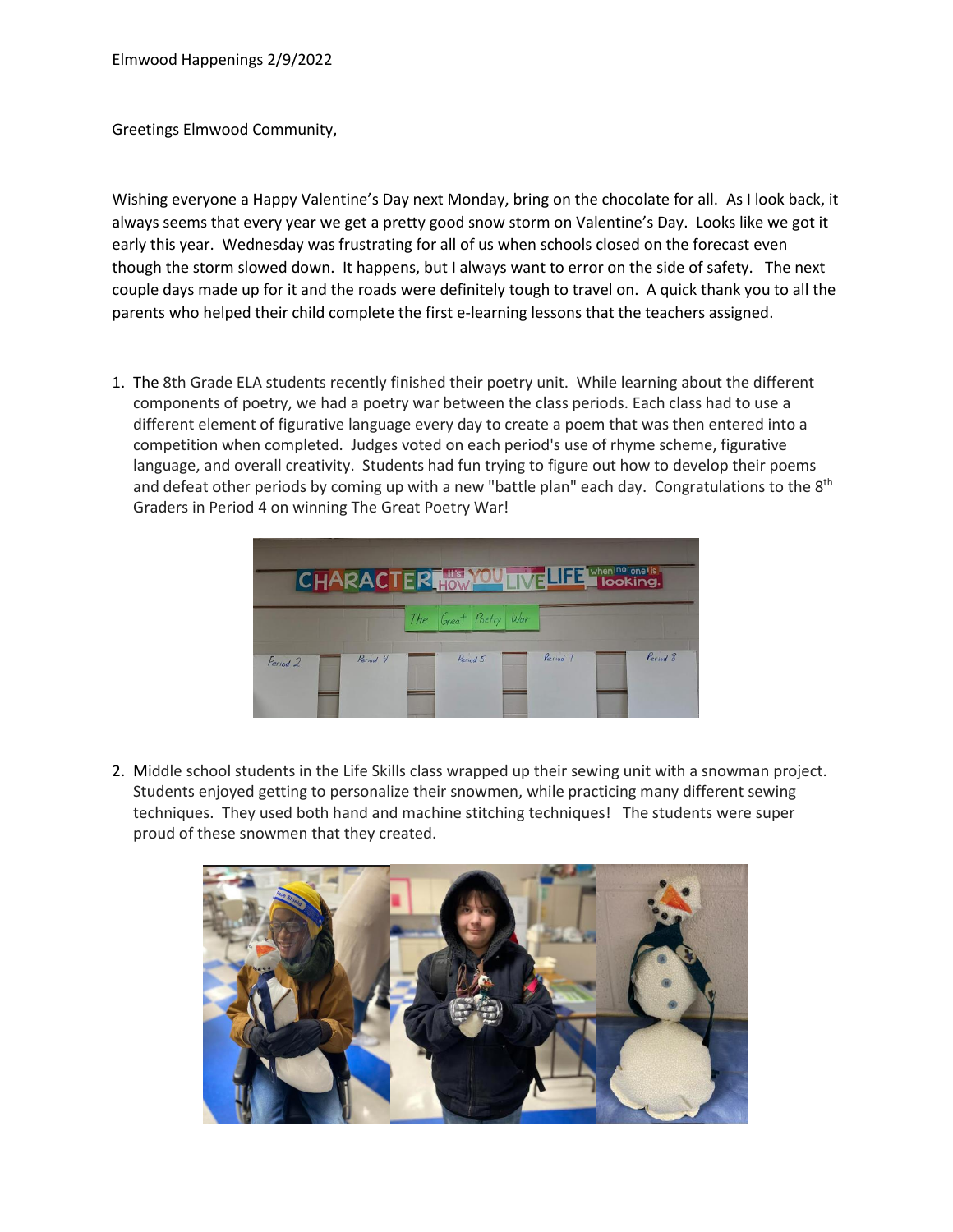Elmwood Happenings 2/9/2022

Greetings Elmwood Community,

Wishing everyone a Happy Valentine's Day next Monday, bring on the chocolate for all. As I look back, it always seems that every year we get a pretty good snow storm on Valentine's Day. Looks like we got it early this year. Wednesday was frustrating for all of us when schools closed on the forecast even though the storm slowed down. It happens, but I always want to error on the side of safety. The next couple days made up for it and the roads were definitely tough to travel on. A quick thank you to all the parents who helped their child complete the first e-learning lessons that the teachers assigned.

1. The 8th Grade ELA students recently finished their poetry unit. While learning about the different components of poetry, we had a poetry war between the class periods. Each class had to use a different element of figurative language every day to create a poem that was then entered into a competition when completed. Judges voted on each period's use of rhyme scheme, figurative language, and overall creativity. Students had fun trying to figure out how to develop their poems and defeat other periods by coming up with a new "battle plan" each day. Congratulations to the 8th Graders in Period 4 on winning The Great Poetry War!

2. Middle school students in the Life Skills class wrapped up their sewing unit with a snowman project. Students enjoyed getting to personalize their snowmen, while practicing many different sewing techniques. They used both hand and machine stitching techniques! The students were super proud of these snowmen that they created.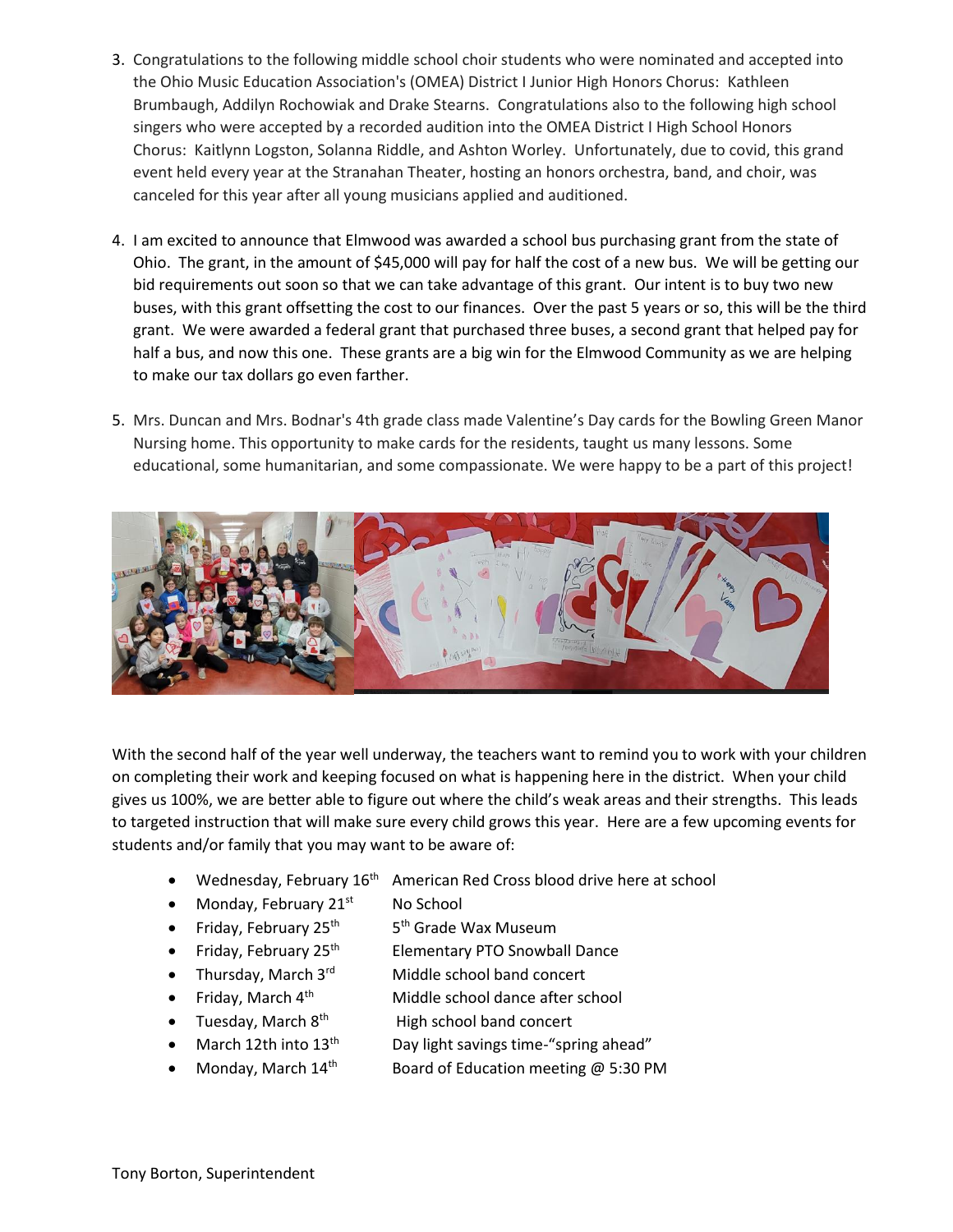3. Congratulations to the following middle school choir students who were nominated and accepted into the Ohio Music Education Association's (OMEA) District I Junior High Honors Chorus: Kathleen Brumbaugh, Addilyn Rochowiak and Drake Stearns. Congratulations also to the following high school singers who were accepted by a recorded audition into the OMEA District I High School Honors Chorus: Kaitlynn Logston, Solanna Riddle, and Ashton Worley. Unfortunately, due to covid, this grand event held every year at the Stranahan Theater, hosting an honors orchestra, band, and choir, was canceled for this year after all young musicians applied and auditioned.

4. I am excited to announce that Elmwood was awarded a school bus purchasing grant from the state of Ohio. The grant, in the amount of $45,000 will pay for half the cost of a new bus. We will be getting our bid requirements out soon so that we can take advantage of this grant. Our intent is to buy two new buses, with this grant offsetting the cost to our finances. Over the past 5 years or so, this will be the third grant. We were awarded a federal grant that purchased three buses, a second grant that helped pay for half a bus, and now this one. These grants are a big win for the Elmwood Community as we are helping to make our tax dollars go even farther.

5. Mrs. Duncan and Mrs. Bodnar's 4th grade class made Valentine's Day cards for the Bowling Green Manor Nursing home. This opportunity to make cards for the residents, taught us many lessons. Some educational, some humanitarian, and some compassionate. We were happy to be a part of this project!

With the second half of the year well underway, the teachers want to remind you to work with your children on completing their work and keeping focused on what is happening here in the district. When your child gives us 100%, we are better able to figure out where the child's weak areas and their strengths. This leads to targeted instruction that will make sure every child grows this year. Here are a few upcoming events for students and/or family that you may want to be aware of:

- Wednesday, February 16th American Red Cross blood drive here at school
- Monday, February 21st No School
- Friday, February 25th 5th Grade Wax Museum
- Friday, February 25th Elementary PTO Snowball Dance
- Thursday, March 3rd Middle school band concert
- Friday, March 4th Middle school dance after school
- Tuesday, March 8th High school band concert
- March 12th into 13th Day light savings time-"spring ahead"
- Monday, March 14th Board of Education meeting @ 5:30 PM

Tony Borton, Superintendent